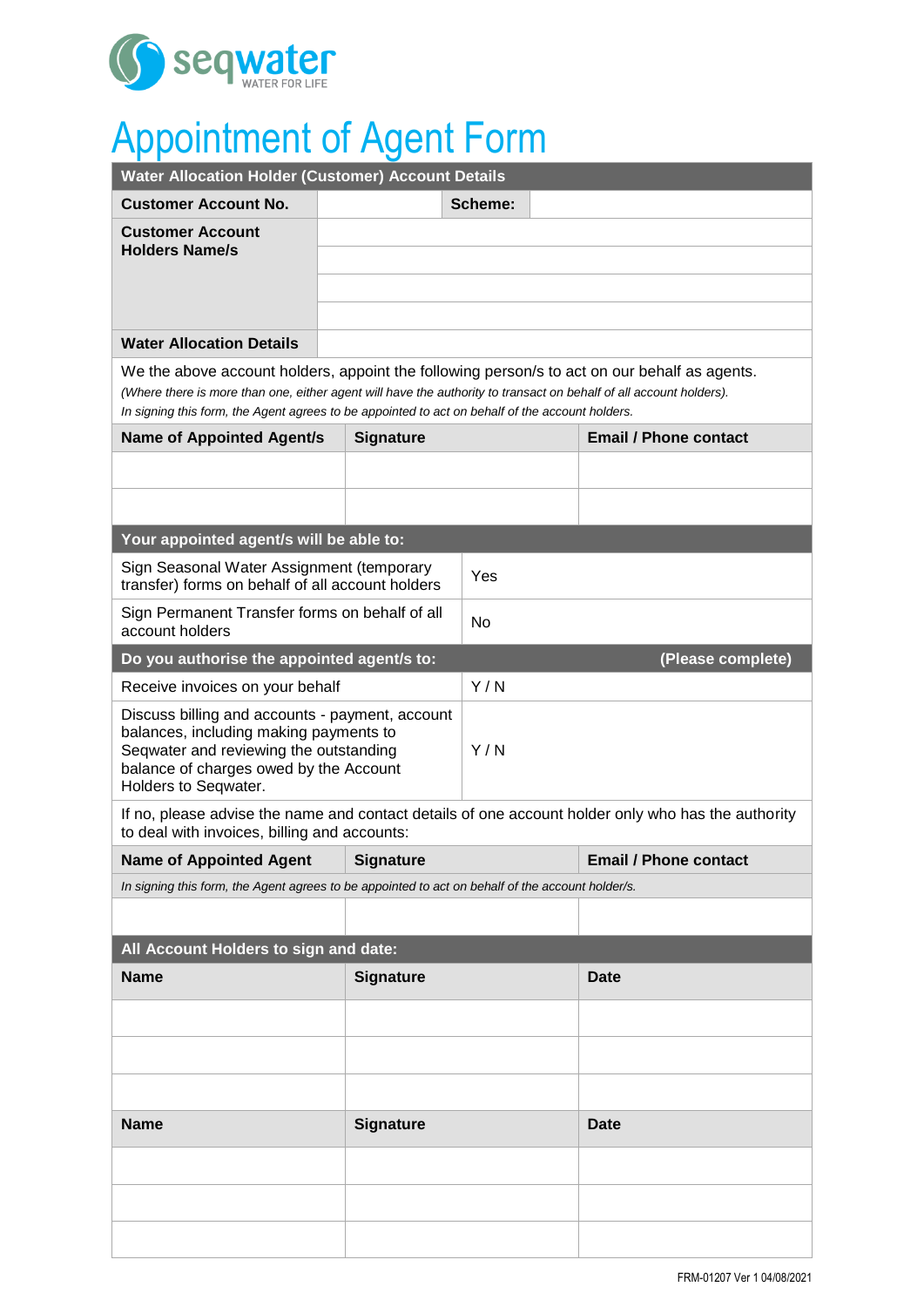seqwater
WATER FOR LIFE

# Appointment of Agent Form

| Water Allocation Holder (Customer) Account Details | | | |
|---|---|---|---|
| **Customer Account No.** | | **Scheme:** | |
| **Customer Account Holders Name/s** | | | |
| | | | |
| | | | |
| | | | |
| **Water Allocation Details** | | | |

We the above account holders, appoint the following person/s to act on our behalf as agents.
*(Where there is more than one, either agent will have the authority to transact on behalf of all account holders).*
*In signing this form, the Agent agrees to be appointed to act on behalf of the account holders.*

| Name of Appointed Agent/s | Signature | Email / Phone contact |
|---|---|---|
| | | |
| | | |

| Your appointed agent/s will be able to: | |
|---|---|
| Sign Seasonal Water Assignment (temporary transfer) forms on behalf of all account holders | Yes |
| Sign Permanent Transfer forms on behalf of all account holders | No |

| Do you authorise the appointed agent/s to: | (Please complete) |
|---|---|
| Receive invoices on your behalf | Y / N |
| Discuss billing and accounts - payment, account balances, including making payments to Seqwater and reviewing the outstanding balance of charges owed by the Account Holders to Seqwater. | Y / N |

If no, please advise the name and contact details of one account holder only who has the authority to deal with invoices, billing and accounts:

| Name of Appointed Agent | Signature | Email / Phone contact |
|---|---|---|
| *In signing this form, the Agent agrees to be appointed to act on behalf of the account holder/s.* | | |
| | | |

| All Account Holders to sign and date: | | |
|---|---|---|
| **Name** | **Signature** | **Date** |
| | | |
| | | |
| | | |
| **Name** | **Signature** | **Date** |
| | | |
| | | |
| | | |

FRM-01207 Ver 1 04/08/2021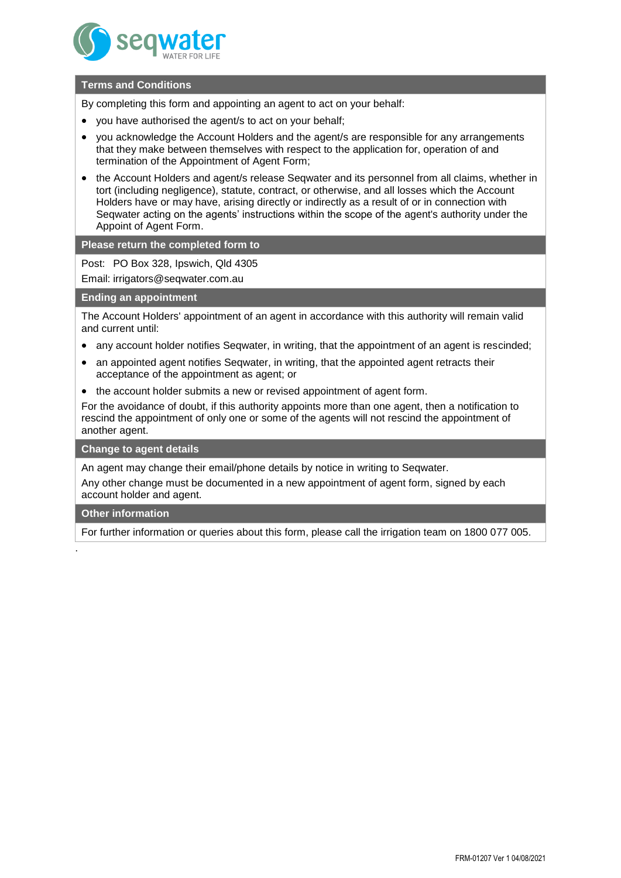## Terms and Conditions

By completing this form and appointing an agent to act on your behalf:

- you have authorised the agent/s to act on your behalf;
- you acknowledge the Account Holders and the agent/s are responsible for any arrangements that they make between themselves with respect to the application for, operation of and termination of the Appointment of Agent Form;
- the Account Holders and agent/s release Seqwater and its personnel from all claims, whether in tort (including negligence), statute, contract, or otherwise, and all losses which the Account Holders have or may have, arising directly or indirectly as a result of or in connection with Seqwater acting on the agents' instructions within the scope of the agent's authority under the Appoint of Agent Form.

## Please return the completed form to

Post: PO Box 328, Ipswich, Qld 4305

Email: irrigators@seqwater.com.au

## Ending an appointment

The Account Holders' appointment of an agent in accordance with this authority will remain valid and current until:

- any account holder notifies Seqwater, in writing, that the appointment of an agent is rescinded;
- an appointed agent notifies Seqwater, in writing, that the appointed agent retracts their acceptance of the appointment as agent; or
- the account holder submits a new or revised appointment of agent form.

For the avoidance of doubt, if this authority appoints more than one agent, then a notification to rescind the appointment of only one or some of the agents will not rescind the appointment of another agent.

## Change to agent details

An agent may change their email/phone details by notice in writing to Seqwater.

Any other change must be documented in a new appointment of agent form, signed by each account holder and agent.

## Other information

For further information or queries about this form, please call the irrigation team on 1800 077 005.

FRM-01207 Ver 1 04/08/2021